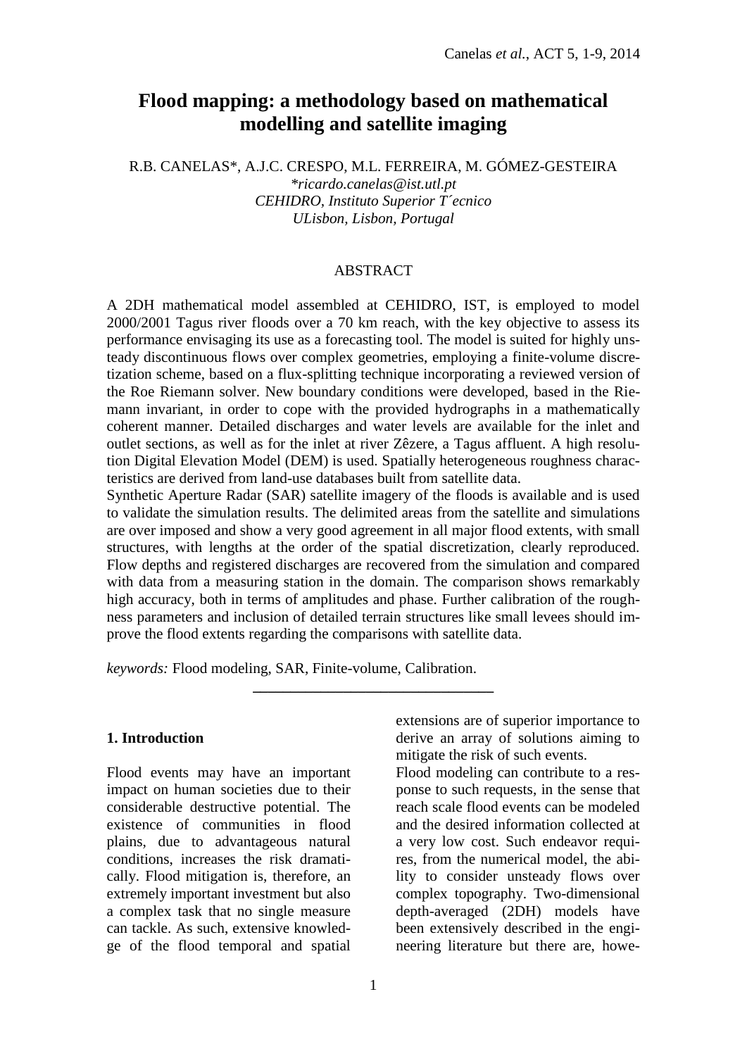# Flood mapping: a methodology based on mathematical modelling and satellite imaging

R.B. CANELAS*, A.J.C. CRESPO, M.L. FERREIRA, M. GÓMEZ-GESTEIRA

*\*ricardo.canelas@ist.utl.pt*
*CEHIDRO, Instituto Superior T´ecnico*
*ULisbon, Lisbon, Portugal*

## ABSTRACT

A 2DH mathematical model assembled at CEHIDRO, IST, is employed to model 2000/2001 Tagus river floods over a 70 km reach, with the key objective to assess its performance envisaging its use as a forecasting tool. The model is suited for highly unsteady discontinuous flows over complex geometries, employing a finite-volume discretization scheme, based on a flux-splitting technique incorporating a reviewed version of the Roe Riemann solver. New boundary conditions were developed, based in the Riemann invariant, in order to cope with the provided hydrographs in a mathematically coherent manner. Detailed discharges and water levels are available for the inlet and outlet sections, as well as for the inlet at river Zêzere, a Tagus affluent. A high resolution Digital Elevation Model (DEM) is used. Spatially heterogeneous roughness characteristics are derived from land-use databases built from satellite data.

Synthetic Aperture Radar (SAR) satellite imagery of the floods is available and is used to validate the simulation results. The delimited areas from the satellite and simulations are over imposed and show a very good agreement in all major flood extents, with small structures, with lengths at the order of the spatial discretization, clearly reproduced. Flow depths and registered discharges are recovered from the simulation and compared with data from a measuring station in the domain. The comparison shows remarkably high accuracy, both in terms of amplitudes and phase. Further calibration of the roughness parameters and inclusion of detailed terrain structures like small levees should improve the flood extents regarding the comparisons with satellite data.

*keywords:* Flood modeling, SAR, Finite-volume, Calibration.

---

## 1. Introduction

Flood events may have an important impact on human societies due to their considerable destructive potential. The existence of communities in flood plains, due to advantageous natural conditions, increases the risk dramatically. Flood mitigation is, therefore, an extremely important investment but also a complex task that no single measure can tackle. As such, extensive knowledge of the flood temporal and spatial extensions are of superior importance to derive an array of solutions aiming to mitigate the risk of such events.

Flood modeling can contribute to a response to such requests, in the sense that reach scale flood events can be modeled and the desired information collected at a very low cost. Such endeavor requires, from the numerical model, the ability to consider unsteady flows over complex topography. Two-dimensional depth-averaged (2DH) models have been extensively described in the engineering literature but there are, howe-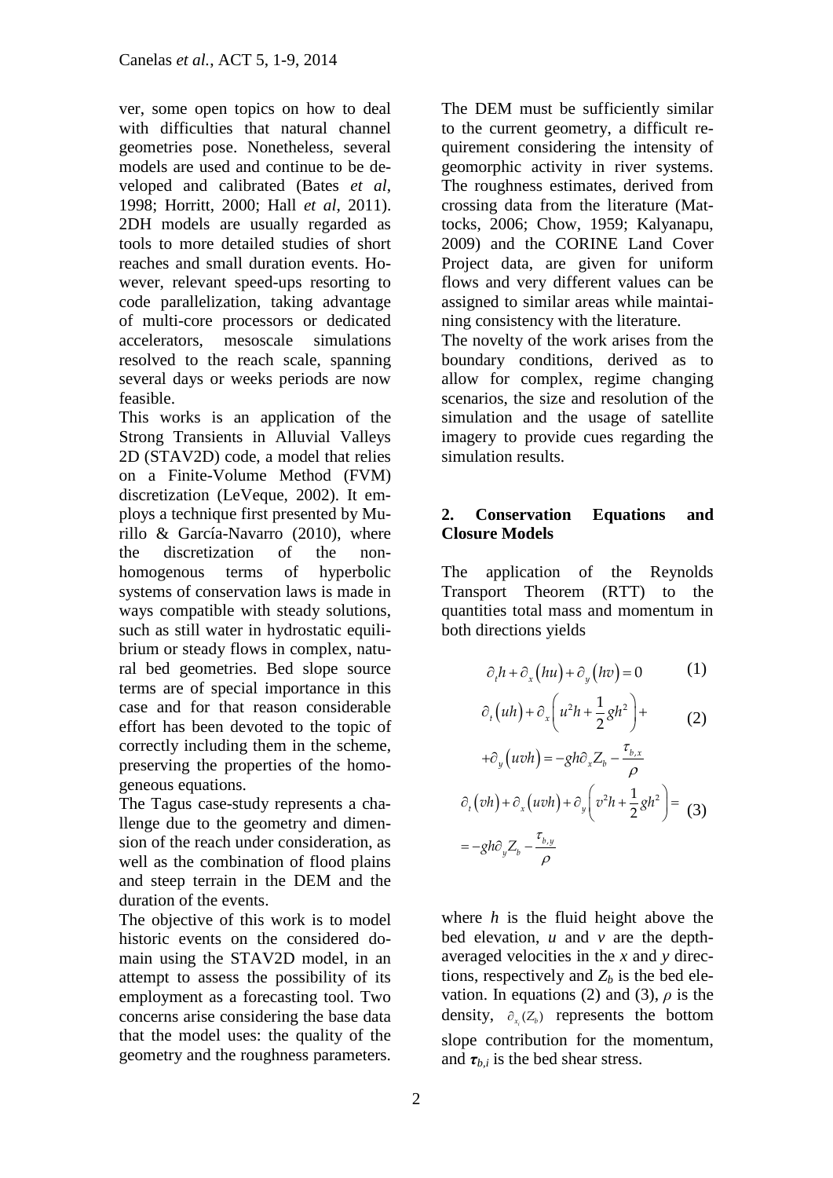ver, some open topics on how to deal with difficulties that natural channel geometries pose. Nonetheless, several models are used and continue to be developed and calibrated (Bates *et al*, 1998; Horritt, 2000; Hall *et al*, 2011). 2DH models are usually regarded as tools to more detailed studies of short reaches and small duration events. However, relevant speed-ups resorting to code parallelization, taking advantage of multi-core processors or dedicated accelerators, mesoscale simulations resolved to the reach scale, spanning several days or weeks periods are now feasible.

This works is an application of the Strong Transients in Alluvial Valleys 2D (STAV2D) code, a model that relies on a Finite-Volume Method (FVM) discretization (LeVeque, 2002). It employs a technique first presented by Murillo & García-Navarro (2010), where the discretization of the non-homogenous terms of hyperbolic systems of conservation laws is made in ways compatible with steady solutions, such as still water in hydrostatic equilibrium or steady flows in complex, natural bed geometries. Bed slope source terms are of special importance in this case and for that reason considerable effort has been devoted to the topic of correctly including them in the scheme, preserving the properties of the homogeneous equations.

The Tagus case-study represents a challenge due to the geometry and dimension of the reach under consideration, as well as the combination of flood plains and steep terrain in the DEM and the duration of the events.

The objective of this work is to model historic events on the considered domain using the STAV2D model, in an attempt to assess the possibility of its employment as a forecasting tool. Two concerns arise considering the base data that the model uses: the quality of the geometry and the roughness parameters. The DEM must be sufficiently similar to the current geometry, a difficult requirement considering the intensity of geomorphic activity in river systems. The roughness estimates, derived from crossing data from the literature (Mattocks, 2006; Chow, 1959; Kalyanapu, 2009) and the CORINE Land Cover Project data, are given for uniform flows and very different values can be assigned to similar areas while maintaining consistency with the literature.

The novelty of the work arises from the boundary conditions, derived as to allow for complex, regime changing scenarios, the size and resolution of the simulation and the usage of satellite imagery to provide cues regarding the simulation results.

## 2. Conservation Equations and Closure Models

The application of the Reynolds Transport Theorem (RTT) to the quantities total mass and momentum in both directions yields

$$\partial_t h + \partial_x (hu) + \partial_y (hv) = 0 \qquad (1)$$

$$\partial_t (uh) + \partial_x \left( u^2 h + \frac{1}{2} g h^2 \right) + \partial_y (uvh) = -gh\partial_x Z_b - \frac{\tau_{b,x}}{\rho} \qquad (2)$$

$$\partial_t (vh) + \partial_x (uvh) + \partial_y \left( v^2 h + \frac{1}{2} g h^2 \right) = -gh\partial_y Z_b - \frac{\tau_{b,y}}{\rho} \qquad (3)$$

where $h$ is the fluid height above the bed elevation, $u$ and $v$ are the depth-averaged velocities in the $x$ and $y$ directions, respectively and $Z_b$ is the bed elevation. In equations (2) and (3), $\rho$ is the density, $\partial_{x_i}(Z_b)$ represents the bottom slope contribution for the momentum, and $\boldsymbol{\tau}_{b,i}$ is the bed shear stress.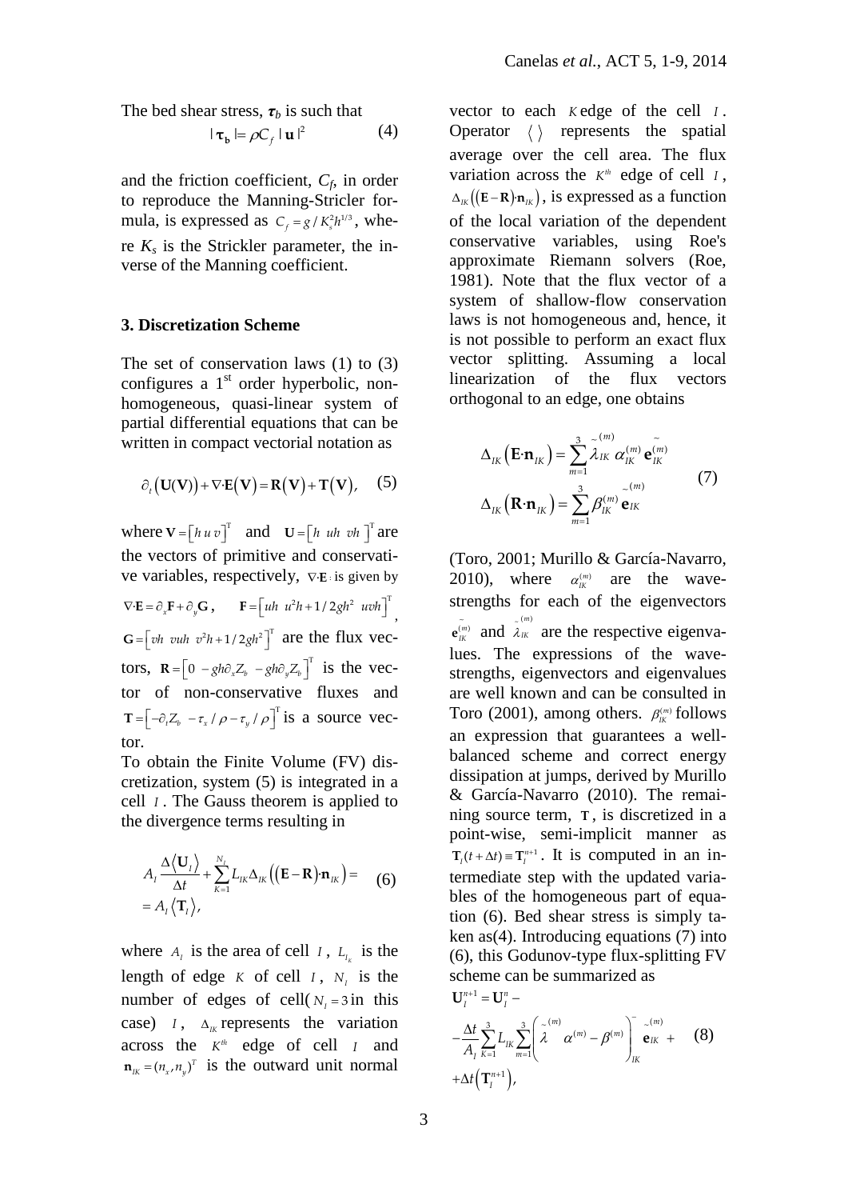The bed shear stress, $\boldsymbol{\tau}_b$ is such that

$$|\boldsymbol{\tau}_\mathbf{b}| = \rho C_f\, |\mathbf{u}|^2 \qquad (4)$$

and the friction coefficient, $C_f$, in order to reproduce the Manning-Stricler formula, is expressed as $C_f = g / K_s^2 h^{1/3}$, where $K_s$ is the Strickler parameter, the inverse of the Manning coefficient.

### 3. Discretization Scheme

The set of conservation laws (1) to (3) configures a 1st order hyperbolic, non-homogeneous, quasi-linear system of partial differential equations that can be written in compact vectorial notation as

$$\partial_t \big(\mathbf{U}(\mathbf{V})\big) + \nabla\cdot\mathbf{E}\big(\mathbf{V}\big) = \mathbf{R}\big(\mathbf{V}\big) + \mathbf{T}\big(\mathbf{V}\big), \qquad (5)$$

where $\mathbf{V} = \left[h\; u\; v\right]^{\mathrm{T}}$ and $\mathbf{U} = \left[h\;\; uh\;\; vh\;\right]^{\mathrm{T}}$ are the vectors of primitive and conservative variables, respectively, $\nabla\cdot\mathbf{E}$ is given by $\nabla\cdot\mathbf{E} = \partial_x \mathbf{F} + \partial_y \mathbf{G}$, $\mathbf{F} = \left[uh\;\; u^2h + 1/2gh^2\;\; uvh\right]^{\mathrm{T}}$, $\mathbf{G} = \left[vh\;\; vuh\;\; v^2h + 1/2gh^2\right]^{\mathrm{T}}$ are the flux vectors, $\mathbf{R} = \left[0\;\; -gh\partial_x Z_b\;\; -gh\partial_y Z_b\right]^{\mathrm{T}}$ is the vector of non-conservative fluxes and $\mathbf{T} = \left[-\partial_t Z_b\;\; -\tau_x/\rho - \tau_y/\rho\right]^{\mathrm{T}}$ is a source vector.

To obtain the Finite Volume (FV) discretization, system (5) is integrated in a cell $I$. The Gauss theorem is applied to the divergence terms resulting in

$$A_I \frac{\Delta\langle \mathbf{U}_I \rangle}{\Delta t} + \sum_{K=1}^{N_I} L_{IK} \Delta_{IK}\big((\mathbf{E}-\mathbf{R})\cdot\mathbf{n}_{IK}\big) = = A_I \langle \mathbf{T}_I \rangle, \qquad (6)$$

where $A_I$ is the area of cell $I$, $L_{I_K}$ is the length of edge $K$ of cell $I$, $N_I$ is the number of edges of cell( $N_I = 3$ in this case) $I$, $\Delta_{IK}$ represents the variation across the $K^{th}$ edge of cell $I$ and $\mathbf{n}_{IK} = (n_x, n_y)^T$ is the outward unit normal vector to each $K$ edge of the cell $I$. Operator $\langle\;\rangle$ represents the spatial average over the cell area. The flux variation across the $K^{th}$ edge of cell $I$, $\Delta_{IK}\big((\mathbf{E}-\mathbf{R})\cdot\mathbf{n}_{IK}\big)$, is expressed as a function of the local variation of the dependent conservative variables, using Roe's approximate Riemann solvers (Roe, 1981). Note that the flux vector of a system of shallow-flow conservation laws is not homogeneous and, hence, it is not possible to perform an exact flux vector splitting. Assuming a local linearization of the flux vectors orthogonal to an edge, one obtains

$$\begin{aligned}
\Delta_{IK}\big(\mathbf{E}\cdot\mathbf{n}_{IK}\big) &= \sum_{m=1}^{3} \tilde{\lambda}_{IK}^{(m)}\, \alpha_{IK}^{(m)}\, \tilde{\mathbf{e}}_{IK}^{(m)} \\
\Delta_{IK}\big(\mathbf{R}\cdot\mathbf{n}_{IK}\big) &= \sum_{m=1}^{3} \beta_{IK}^{(m)}\, \tilde{\mathbf{e}}_{IK}^{(m)}
\end{aligned} \qquad (7)$$

(Toro, 2001; Murillo & García-Navarro, 2010), where $\alpha_{IK}^{(m)}$ are the wave-strengths for each of the eigenvectors $\tilde{\mathbf{e}}_{IK}^{(m)}$ and $\tilde{\lambda}_{IK}^{(m)}$ are the respective eigenvalues. The expressions of the wave-strengths, eigenvectors and eigenvalues are well known and can be consulted in Toro (2001), among others. $\beta_{IK}^{(m)}$ follows an expression that guarantees a well-balanced scheme and correct energy dissipation at jumps, derived by Murillo & García-Navarro (2010). The remaining source term, $\mathbf{T}$, is discretized in a point-wise, semi-implicit manner as $\mathbf{T}_I(t+\Delta t) \equiv \mathbf{T}_I^{n+1}$. It is computed in an intermediate step with the updated variables of the homogeneous part of equation (6). Bed shear stress is simply taken as(4). Introducing equations (7) into (6), this Godunov-type flux-splitting FV scheme can be summarized as

$$\mathbf{U}_I^{n+1} = \mathbf{U}_I^{n} - \frac{\Delta t}{A_I} \sum_{K=1}^{3} L_{IK} \sum_{m=1}^{3} \left( \tilde{\lambda}^{(m)}\, \alpha^{(m)} - \beta^{(m)} \right)_{IK}^{-} \tilde{\mathbf{e}}_{IK}^{(m)} + \Delta t \big(\mathbf{T}_I^{n+1}\big), \qquad (8)$$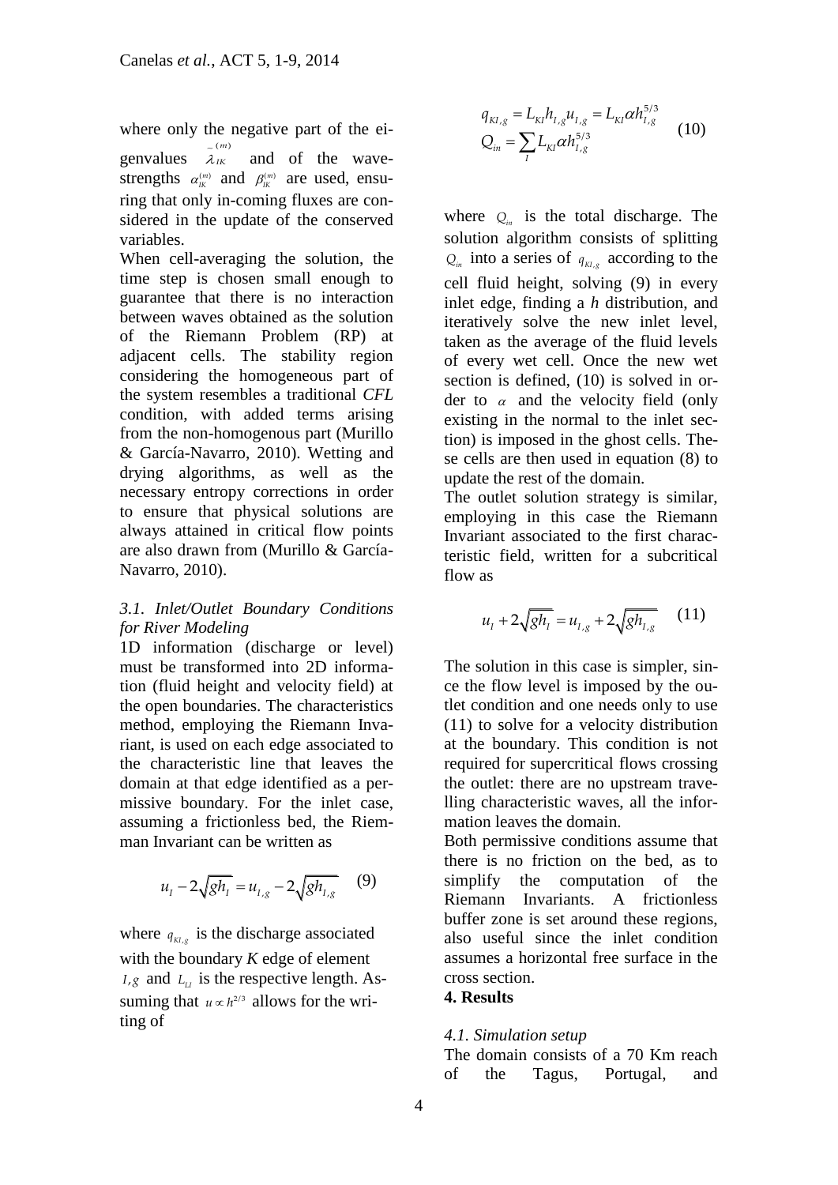where only the negative part of the eigenvalues $\overset{-}{\lambda}_{IK}^{(m)}$ and of the wave-strengths $\alpha_{IK}^{(m)}$ and $\beta_{IK}^{(m)}$ are used, ensuring that only in-coming fluxes are considered in the update of the conserved variables.

When cell-averaging the solution, the time step is chosen small enough to guarantee that there is no interaction between waves obtained as the solution of the Riemann Problem (RP) at adjacent cells. The stability region considering the homogeneous part of the system resembles a traditional *CFL* condition, with added terms arising from the non-homogenous part (Murillo & García-Navarro, 2010). Wetting and drying algorithms, as well as the necessary entropy corrections in order to ensure that physical solutions are always attained in critical flow points are also drawn from (Murillo & García-Navarro, 2010).

### *3.1. Inlet/Outlet Boundary Conditions for River Modeling*

1D information (discharge or level) must be transformed into 2D information (fluid height and velocity field) at the open boundaries. The characteristics method, employing the Riemann Invariant, is used on each edge associated to the characteristic line that leaves the domain at that edge identified as a permissive boundary. For the inlet case, assuming a frictionless bed, the Rieman Invariant can be written as

$$u_I - 2\sqrt{gh_I} = u_{I,g} - 2\sqrt{gh_{I,g}} \quad (9)$$

where $q_{KI,g}$ is the discharge associated with the boundary *K* edge of element $I,g$ and $L_{LI}$ is the respective length. Assuming that $u \propto h^{2/3}$ allows for the writing of

$$\begin{aligned} q_{KI,g} &= L_{KI} h_{I,g} u_{I,g} = L_{KI} \alpha h_{I,g}^{5/3} \\ Q_{in} &= \sum_I L_{KI} \alpha h_{I,g}^{5/3} \end{aligned} \quad (10)$$

where $Q_{in}$ is the total discharge. The solution algorithm consists of splitting $Q_{in}$ into a series of $q_{KI,g}$ according to the cell fluid height, solving (9) in every inlet edge, finding a *h* distribution, and iteratively solve the new inlet level, taken as the average of the fluid levels of every wet cell. Once the new wet section is defined, (10) is solved in order to $\alpha$ and the velocity field (only existing in the normal to the inlet section) is imposed in the ghost cells. These cells are then used in equation (8) to update the rest of the domain.

The outlet solution strategy is similar, employing in this case the Riemann Invariant associated to the first characteristic field, written for a subcritical flow as

$$u_I + 2\sqrt{gh_I} = u_{I,g} + 2\sqrt{gh_{I,g}} \quad (11)$$

The solution in this case is simpler, since the flow level is imposed by the outlet condition and one needs only to use (11) to solve for a velocity distribution at the boundary. This condition is not required for supercritical flows crossing the outlet: there are no upstream travelling characteristic waves, all the information leaves the domain.

Both permissive conditions assume that there is no friction on the bed, as to simplify the computation of the Riemann Invariants. A frictionless buffer zone is set around these regions, also useful since the inlet condition assumes a horizontal free surface in the cross section.

## 4. Results

### *4.1. Simulation setup*

The domain consists of a 70 Km reach of the Tagus, Portugal, and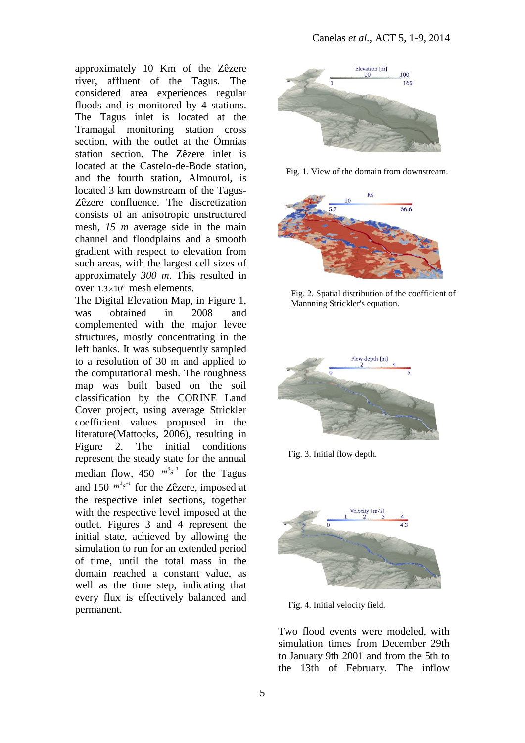approximately 10 Km of the Zêzere river, affluent of the Tagus. The considered area experiences regular floods and is monitored by 4 stations. The Tagus inlet is located at the Tramagal monitoring station cross section, with the outlet at the Ómnias station section. The Zêzere inlet is located at the Castelo-de-Bode station, and the fourth station, Almourol, is located 3 km downstream of the Tagus-Zêzere confluence. The discretization consists of an anisotropic unstructured mesh, *15 m* average side in the main channel and floodplains and a smooth gradient with respect to elevation from such areas, with the largest cell sizes of approximately *300 m*. This resulted in over $1.3 \times 10^6$ mesh elements.

The Digital Elevation Map, in Figure 1, was obtained in 2008 and complemented with the major levee structures, mostly concentrating in the left banks. It was subsequently sampled to a resolution of 30 m and applied to the computational mesh. The roughness map was built based on the soil classification by the CORINE Land Cover project, using average Strickler coefficient values proposed in the literature(Mattocks, 2006), resulting in Figure 2. The initial conditions represent the steady state for the annual median flow, 450 $m^3 s^{-1}$ for the Tagus and 150 $m^3 s^{-1}$ for the Zêzere, imposed at the respective inlet sections, together with the respective level imposed at the outlet. Figures 3 and 4 represent the initial state, achieved by allowing the simulation to run for an extended period of time, until the total mass in the domain reached a constant value, as well as the time step, indicating that every flux is effectively balanced and permanent.

Fig. 1. View of the domain from downstream.

Fig. 2. Spatial distribution of the coefficient of Mannning Strickler's equation.

Fig. 3. Initial flow depth.

Fig. 4. Initial velocity field.

Two flood events were modeled, with simulation times from December 29th to January 9th 2001 and from the 5th to the 13th of February. The inflow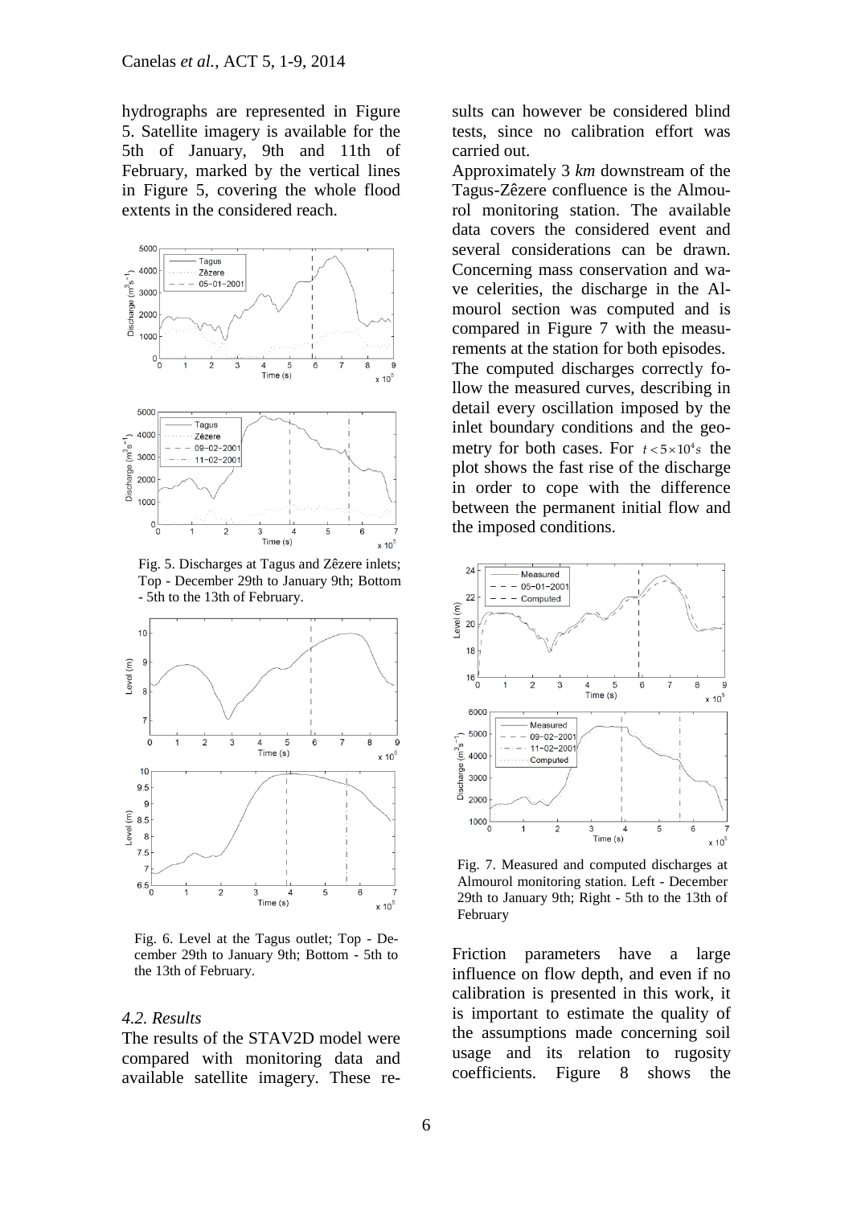hydrographs are represented in Figure 5. Satellite imagery is available for the 5th of January, 9th and 11th of February, marked by the vertical lines in Figure 5, covering the whole flood extents in the considered reach.

Fig. 5. Discharges at Tagus and Zêzere inlets; Top - December 29th to January 9th; Bottom - 5th to the 13th of February.

Fig. 6. Level at the Tagus outlet; Top - December 29th to January 9th; Bottom - 5th to the 13th of February.

### *4.2. Results*

The results of the STAV2D model were compared with monitoring data and available satellite imagery. These results can however be considered blind tests, since no calibration effort was carried out.

Approximately 3 *km* downstream of the Tagus-Zêzere confluence is the Almourol monitoring station. The available data covers the considered event and several considerations can be drawn. Concerning mass conservation and wave celerities, the discharge in the Almourol section was computed and is compared in Figure 7 with the measurements at the station for both episodes.

The computed discharges correctly follow the measured curves, describing in detail every oscillation imposed by the inlet boundary conditions and the geometry for both cases. For $t < 5 \times 10^4 s$ the plot shows the fast rise of the discharge in order to cope with the difference between the permanent initial flow and the imposed conditions.

Fig. 7. Measured and computed discharges at Almourol monitoring station. Left - December 29th to January 9th; Right - 5th to the 13th of February

Friction parameters have a large influence on flow depth, and even if no calibration is presented in this work, it is important to estimate the quality of the assumptions made concerning soil usage and its relation to rugosity coefficients. Figure 8 shows the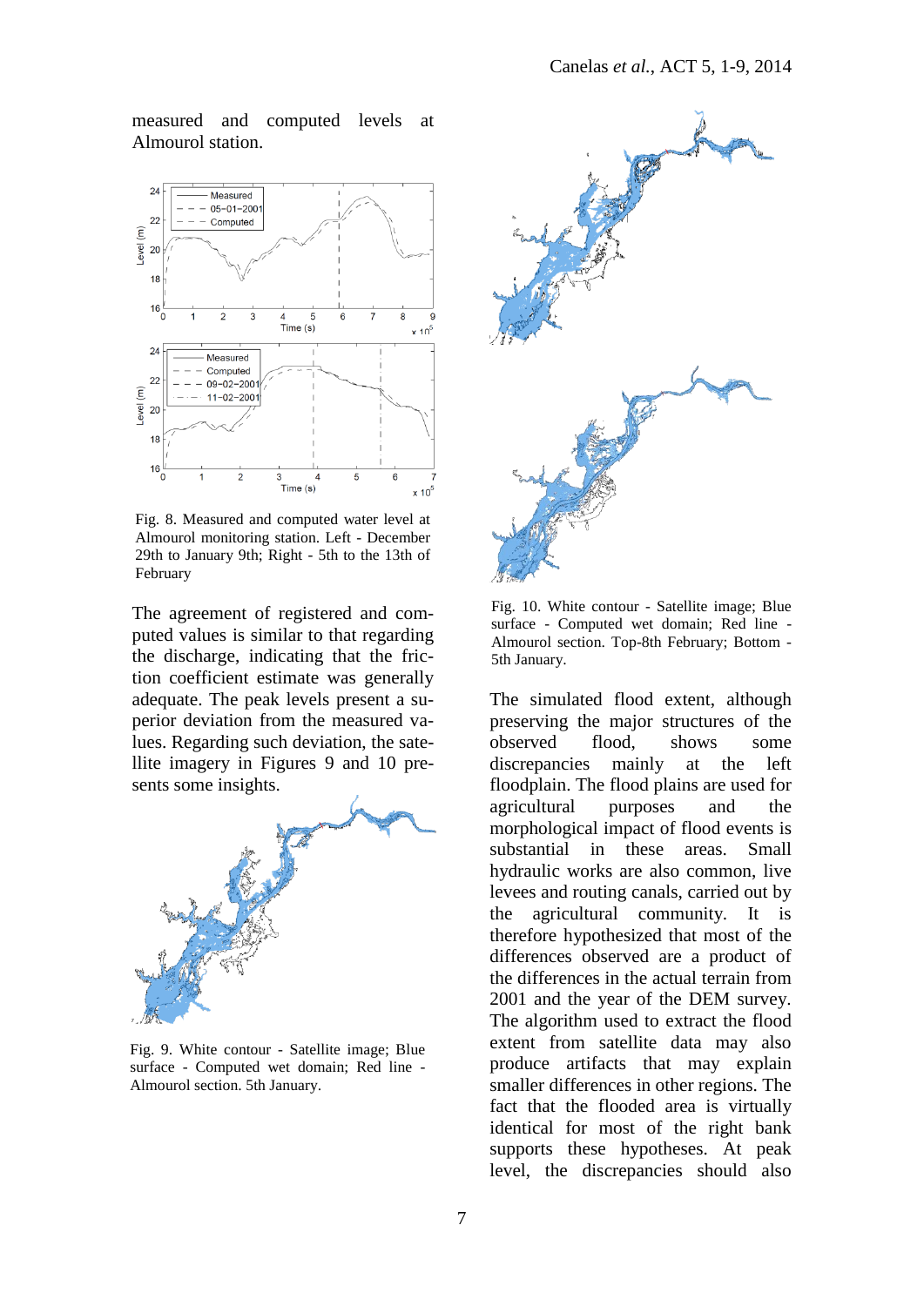measured and computed levels at Almourol station.

Fig. 8. Measured and computed water level at Almourol monitoring station. Left - December 29th to January 9th; Right - 5th to the 13th of February

The agreement of registered and computed values is similar to that regarding the discharge, indicating that the friction coefficient estimate was generally adequate. The peak levels present a superior deviation from the measured values. Regarding such deviation, the satellite imagery in Figures 9 and 10 presents some insights.

Fig. 9. White contour - Satellite image; Blue surface - Computed wet domain; Red line - Almourol section. 5th January.

Fig. 10. White contour - Satellite image; Blue surface - Computed wet domain; Red line - Almourol section. Top-8th February; Bottom - 5th January.

The simulated flood extent, although preserving the major structures of the observed flood, shows some discrepancies mainly at the left floodplain. The flood plains are used for agricultural purposes and the morphological impact of flood events is substantial in these areas. Small hydraulic works are also common, live levees and routing canals, carried out by the agricultural community. It is therefore hypothesized that most of the differences observed are a product of the differences in the actual terrain from 2001 and the year of the DEM survey. The algorithm used to extract the flood extent from satellite data may also produce artifacts that may explain smaller differences in other regions. The fact that the flooded area is virtually identical for most of the right bank supports these hypotheses. At peak level, the discrepancies should also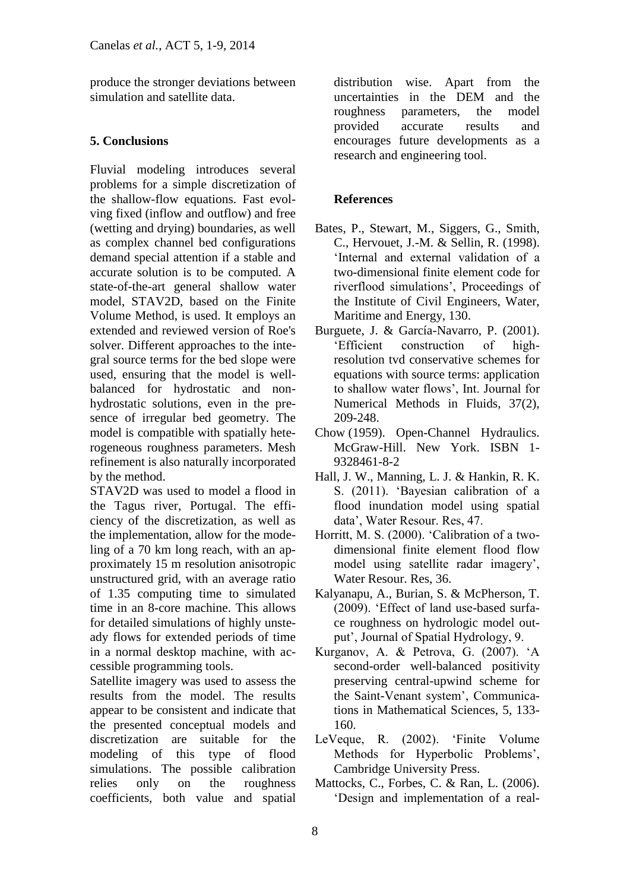produce the stronger deviations between simulation and satellite data.

## 5. Conclusions

Fluvial modeling introduces several problems for a simple discretization of the shallow-flow equations. Fast evolving fixed (inflow and outflow) and free (wetting and drying) boundaries, as well as complex channel bed configurations demand special attention if a stable and accurate solution is to be computed. A state-of-the-art general shallow water model, STAV2D, based on the Finite Volume Method, is used. It employs an extended and reviewed version of Roe's solver. Different approaches to the integral source terms for the bed slope were used, ensuring that the model is well-balanced for hydrostatic and non-hydrostatic solutions, even in the presence of irregular bed geometry. The model is compatible with spatially heterogeneous roughness parameters. Mesh refinement is also naturally incorporated by the method.

STAV2D was used to model a flood in the Tagus river, Portugal. The efficiency of the discretization, as well as the implementation, allow for the modeling of a 70 km long reach, with an approximately 15 m resolution anisotropic unstructured grid, with an average ratio of 1.35 computing time to simulated time in an 8-core machine. This allows for detailed simulations of highly unsteady flows for extended periods of time in a normal desktop machine, with accessible programming tools.

Satellite imagery was used to assess the results from the model. The results appear to be consistent and indicate that the presented conceptual models and discretization are suitable for the modeling of this type of flood simulations. The possible calibration relies only on the roughness coefficients, both value and spatial distribution wise. Apart from the uncertainties in the DEM and the roughness parameters, the model provided accurate results and encourages future developments as a research and engineering tool.

## References

Bates, P., Stewart, M., Siggers, G., Smith, C., Hervouet, J.-M. & Sellin, R. (1998). 'Internal and external validation of a two-dimensional finite element code for riverflood simulations', Proceedings of the Institute of Civil Engineers, Water, Maritime and Energy, 130.

Burguete, J. & García-Navarro, P. (2001). 'Efficient construction of high-resolution tvd conservative schemes for equations with source terms: application to shallow water flows', Int. Journal for Numerical Methods in Fluids, 37(2), 209-248.

Chow (1959). Open-Channel Hydraulics. McGraw-Hill. New York. ISBN 1-9328461-8-2

Hall, J. W., Manning, L. J. & Hankin, R. K. S. (2011). 'Bayesian calibration of a flood inundation model using spatial data', Water Resour. Res, 47.

Horritt, M. S. (2000). 'Calibration of a two-dimensional finite element flood flow model using satellite radar imagery', Water Resour. Res, 36.

Kalyanapu, A., Burian, S. & McPherson, T. (2009). 'Effect of land use-based surface roughness on hydrologic model output', Journal of Spatial Hydrology, 9.

Kurganov, A. & Petrova, G. (2007). 'A second-order well-balanced positivity preserving central-upwind scheme for the Saint-Venant system', Communications in Mathematical Sciences, 5, 133-160.

LeVeque, R. (2002). 'Finite Volume Methods for Hyperbolic Problems', Cambridge University Press.

Mattocks, C., Forbes, C. & Ran, L. (2006). 'Design and implementation of a real-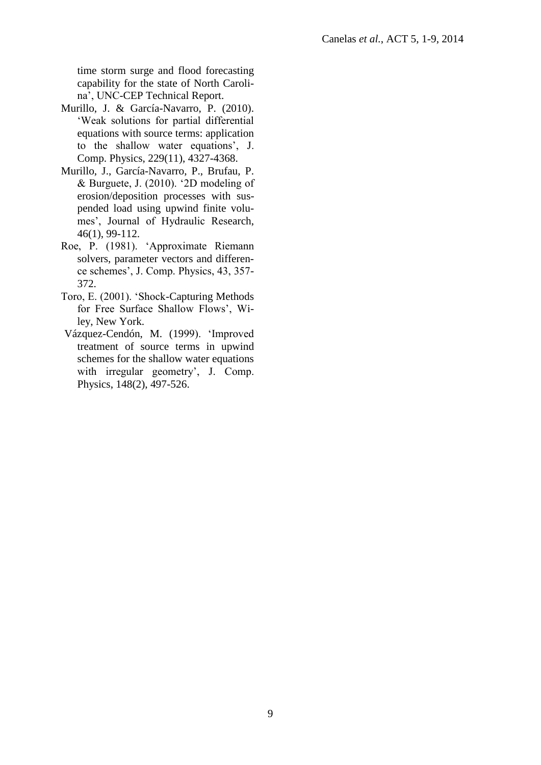time storm surge and flood forecasting capability for the state of North Carolina', UNC-CEP Technical Report.

Murillo, J. & García-Navarro, P. (2010). 'Weak solutions for partial differential equations with source terms: application to the shallow water equations', J. Comp. Physics, 229(11), 4327-4368.

Murillo, J., García-Navarro, P., Brufau, P. & Burguete, J. (2010). '2D modeling of erosion/deposition processes with suspended load using upwind finite volumes', Journal of Hydraulic Research, 46(1), 99-112.

Roe, P. (1981). 'Approximate Riemann solvers, parameter vectors and difference schemes', J. Comp. Physics, 43, 357-372.

Toro, E. (2001). 'Shock-Capturing Methods for Free Surface Shallow Flows', Wiley, New York.

Vázquez-Cendón, M. (1999). 'Improved treatment of source terms in upwind schemes for the shallow water equations with irregular geometry', J. Comp. Physics, 148(2), 497-526.